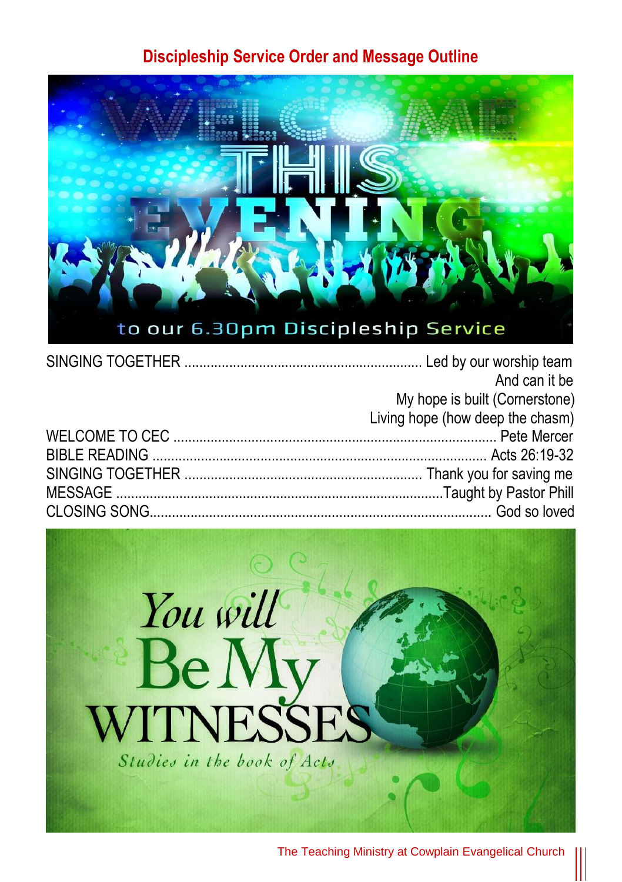## Discipleship Service Order and Message Outline

WELCOME THIS EVENING

to our 6.30pm Discipleship Service

SINGING TOGETHER ............................................................... Led by our worship team
And can it be
My hope is built (Cornerstone)
Living hope (how deep the chasm)

WELCOME TO CEC ....................................................................................... Pete Mercer

BIBLE READING ......................................................................................... Acts 26:19-32

SINGING TOGETHER ............................................................... Thank you for saving me

MESSAGE ......................................................................................Taught by Pastor Phill

CLOSING SONG........................................................................................... God so loved

You will Be My WITNESSES

*Studies in the book of Acts*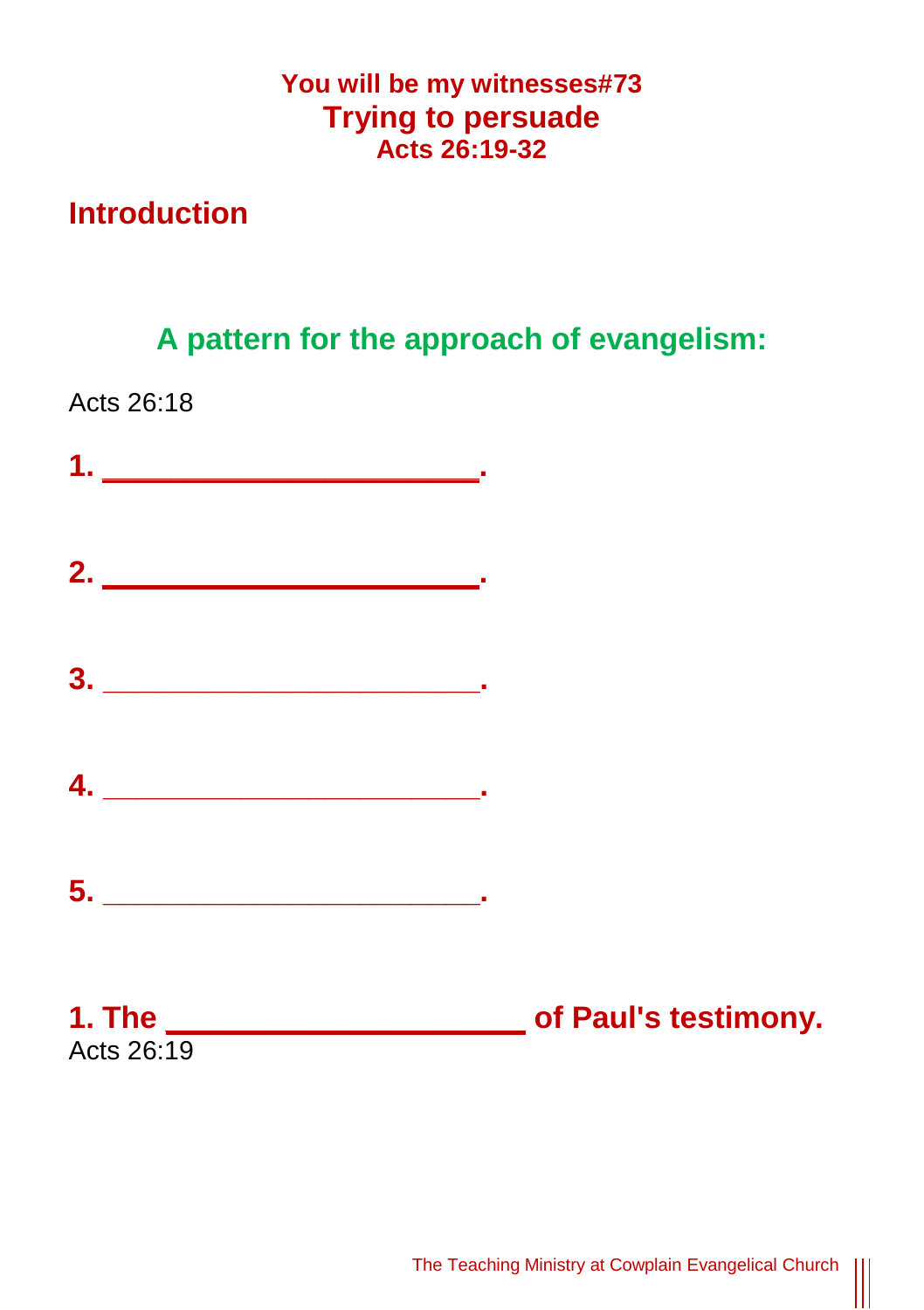**You will be my witnesses#73**

# Trying to persuade

**Acts 26:19-32**

## Introduction

## A pattern for the approach of evangelism:

Acts 26:18

**1. \_\_\_\_\_\_\_\_\_\_\_\_\_\_\_\_\_\_\_\_\_\_\_\_.**

**2. \_\_\_\_\_\_\_\_\_\_\_\_\_\_\_\_\_\_\_\_\_\_\_\_.**

**3. \_\_\_\_\_\_\_\_\_\_\_\_\_\_\_\_\_\_\_\_\_\_\_\_.**

**4. \_\_\_\_\_\_\_\_\_\_\_\_\_\_\_\_\_\_\_\_\_\_\_\_.**

**5. \_\_\_\_\_\_\_\_\_\_\_\_\_\_\_\_\_\_\_\_\_\_\_\_.**

## 1. The \_\_\_\_\_\_\_\_\_\_\_\_\_\_\_\_\_\_\_\_\_\_\_ of Paul's testimony.

Acts 26:19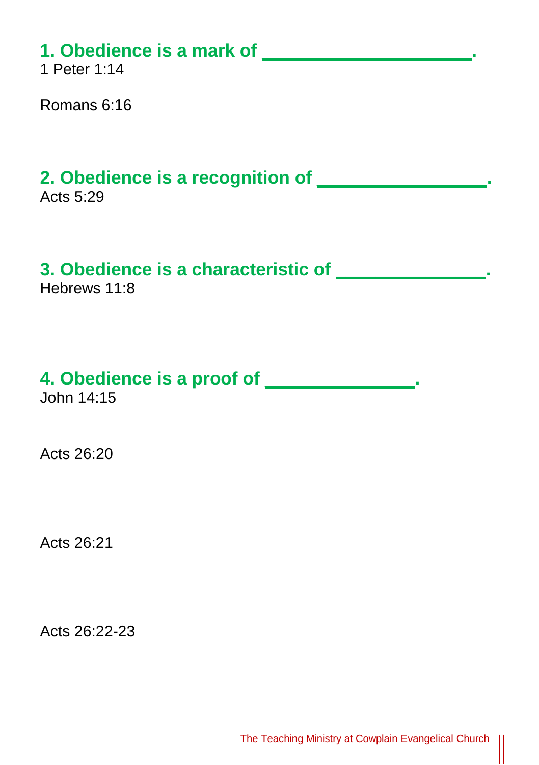**1. Obedience is a mark of \_\_\_\_\_\_\_\_\_\_\_\_\_\_\_\_\_\_\_\_\_\_.**

1 Peter 1:14

Romans 6:16

**2. Obedience is a recognition of \_\_\_\_\_\_\_\_\_\_\_\_\_\_\_\_\_\_\_.**

Acts 5:29

**3. Obedience is a characteristic of \_\_\_\_\_\_\_\_\_\_\_\_\_\_\_\_.**

Hebrews 11:8

**4. Obedience is a proof of \_\_\_\_\_\_\_\_\_\_\_\_\_\_\_\_.**

John 14:15

Acts 26:20

Acts 26:21

Acts 26:22-23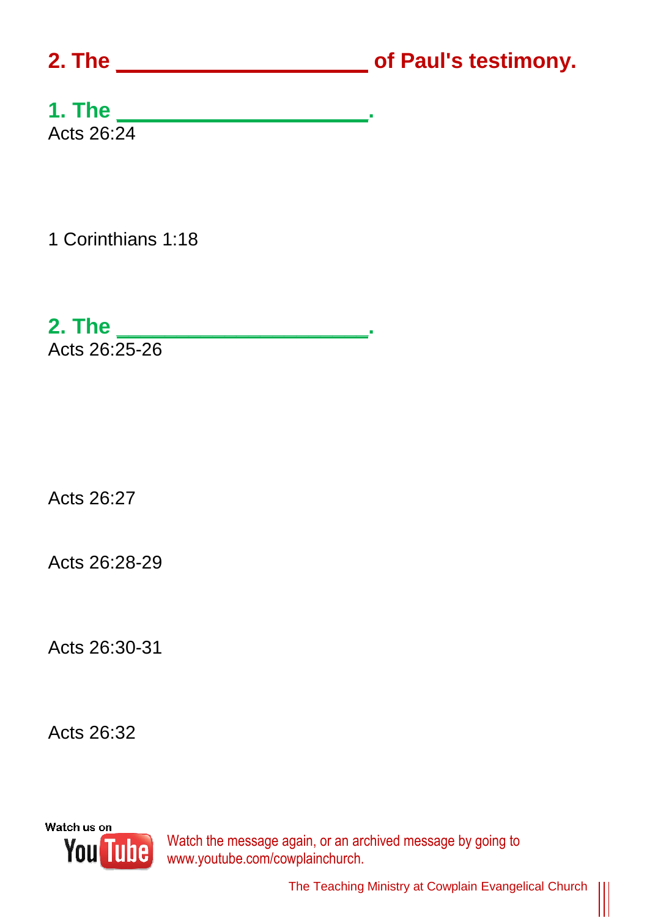## 2. The ____________________ of Paul's testimony.

### 1. The ____________________.

Acts 26:24

1 Corinthians 1:18

### 2. The ____________________.

Acts 26:25-26

Acts 26:27

Acts 26:28-29

Acts 26:30-31

Acts 26:32

Watch us on YouTube

Watch the message again, or an archived message by going to www.youtube.com/cowplainchurch.

The Teaching Ministry at Cowplain Evangelical Church